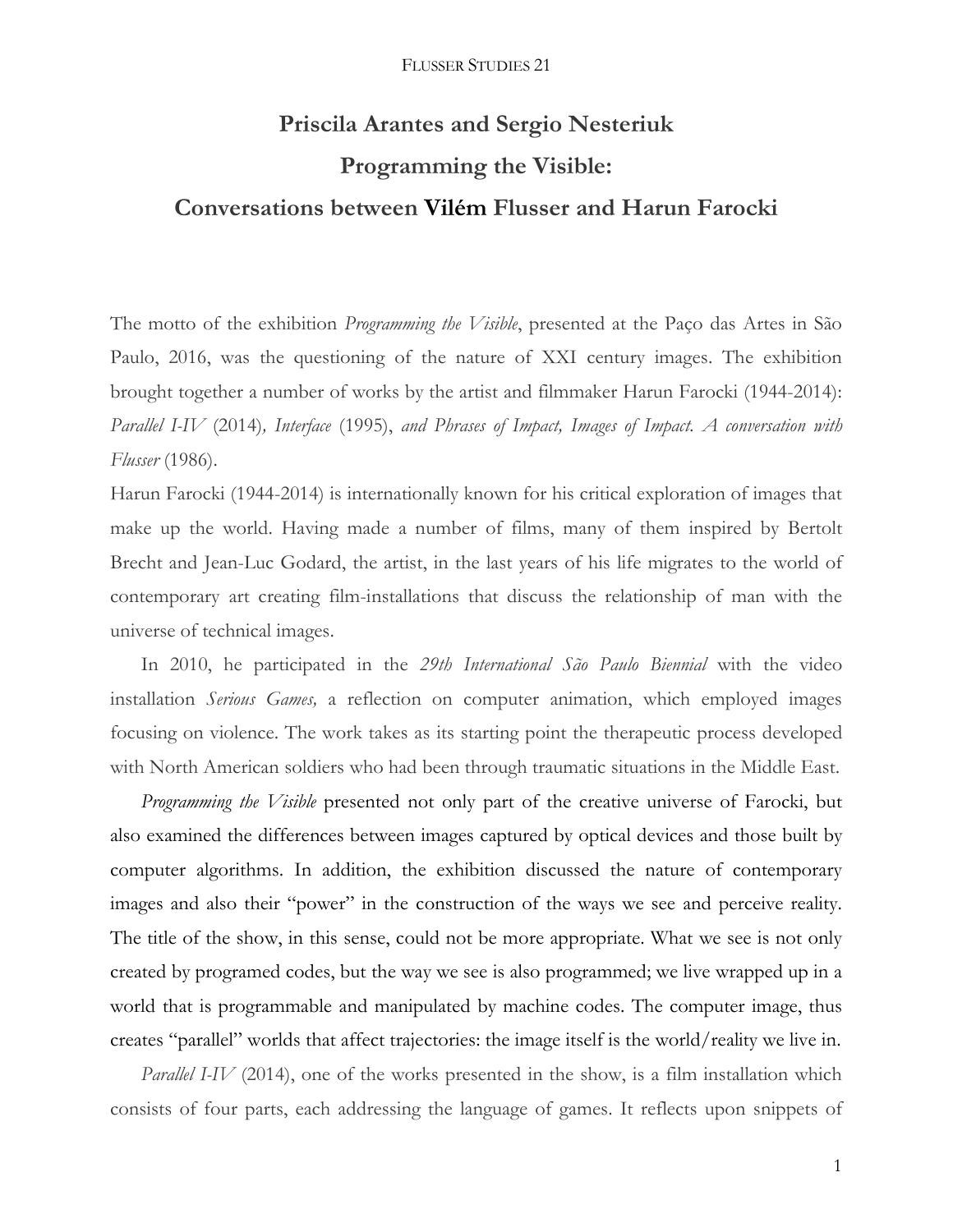# Priscila Arantes and Sergio Nesteriuk

# Programming the Visible:

# Conversations between Vilém Flusser and Harun Farocki

The motto of the exhibition *Programming the Visible*, presented at the Paço das Artes in São Paulo, 2016, was the questioning of the nature of XXI century images. The exhibition brought together a number of works by the artist and filmmaker Harun Farocki (1944-2014): *Parallel I-IV* (2014)*, Interface* (1995), *and Phrases of Impact, Images of Impact. A conversation with Flusser* (1986).

Harun Farocki (1944-2014) is internationally known for his critical exploration of images that make up the world. Having made a number of films, many of them inspired by Bertolt Brecht and Jean-Luc Godard, the artist, in the last years of his life migrates to the world of contemporary art creating film-installations that discuss the relationship of man with the universe of technical images.

In 2010, he participated in the *29th International São Paulo Biennial* with the video installation *Serious Games,* a reflection on computer animation, which employed images focusing on violence. The work takes as its starting point the therapeutic process developed with North American soldiers who had been through traumatic situations in the Middle East.

*Programming the Visible* presented not only part of the creative universe of Farocki, but also examined the differences between images captured by optical devices and those built by computer algorithms. In addition, the exhibition discussed the nature of contemporary images and also their "power" in the construction of the ways we see and perceive reality. The title of the show, in this sense, could not be more appropriate. What we see is not only created by programed codes, but the way we see is also programmed; we live wrapped up in a world that is programmable and manipulated by machine codes. The computer image, thus creates "parallel" worlds that affect trajectories: the image itself is the world/reality we live in.

*Parallel I-IV* (2014), one of the works presented in the show, is a film installation which consists of four parts, each addressing the language of games. It reflects upon snippets of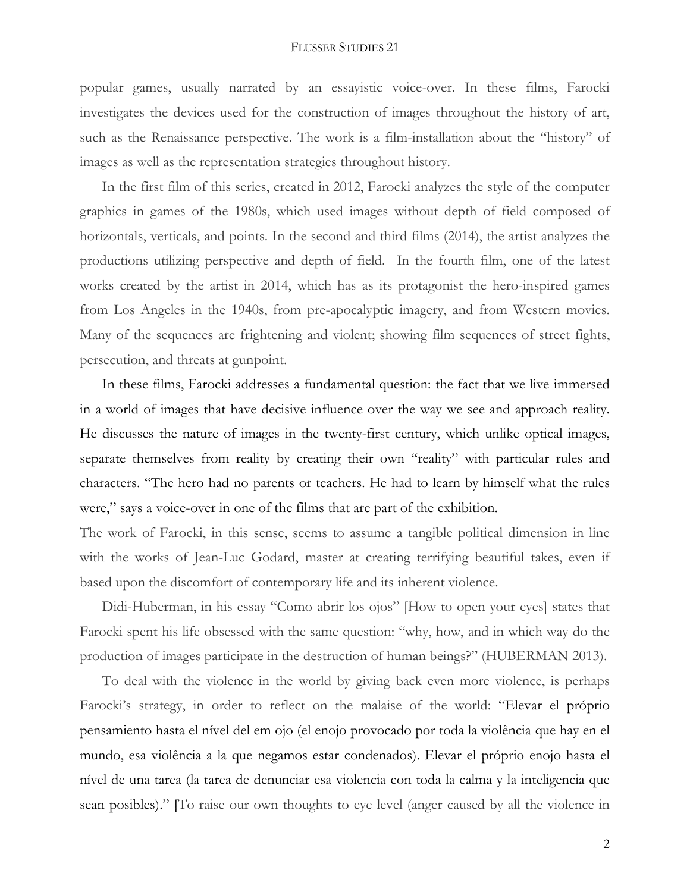popular games, usually narrated by an essayistic voice-over. In these films, Farocki investigates the devices used for the construction of images throughout the history of art, such as the Renaissance perspective. The work is a film-installation about the "history" of images as well as the representation strategies throughout history.

In the first film of this series, created in 2012, Farocki analyzes the style of the computer graphics in games of the 1980s, which used images without depth of field composed of horizontals, verticals, and points. In the second and third films (2014), the artist analyzes the productions utilizing perspective and depth of field. In the fourth film, one of the latest works created by the artist in 2014, which has as its protagonist the hero-inspired games from Los Angeles in the 1940s, from pre-apocalyptic imagery, and from Western movies. Many of the sequences are frightening and violent; showing film sequences of street fights, persecution, and threats at gunpoint.

In these films, Farocki addresses a fundamental question: the fact that we live immersed in a world of images that have decisive influence over the way we see and approach reality. He discusses the nature of images in the twenty-first century, which unlike optical images, separate themselves from reality by creating their own "reality" with particular rules and characters. "The hero had no parents or teachers. He had to learn by himself what the rules were," says a voice-over in one of the films that are part of the exhibition.

The work of Farocki, in this sense, seems to assume a tangible political dimension in line with the works of Jean-Luc Godard, master at creating terrifying beautiful takes, even if based upon the discomfort of contemporary life and its inherent violence.

Didi-Huberman, in his essay "Como abrir los ojos" [How to open your eyes] states that Farocki spent his life obsessed with the same question: "why, how, and in which way do the production of images participate in the destruction of human beings?" (HUBERMAN 2013).

To deal with the violence in the world by giving back even more violence, is perhaps Farocki's strategy, in order to reflect on the malaise of the world: "Elevar el próprio pensamiento hasta el nível del em ojo (el enojo provocado por toda la violência que hay en el mundo, esa violência a la que negamos estar condenados). Elevar el próprio enojo hasta el nível de una tarea (la tarea de denunciar esa violencia con toda la calma y la inteligencia que sean posibles)." [To raise our own thoughts to eye level (anger caused by all the violence in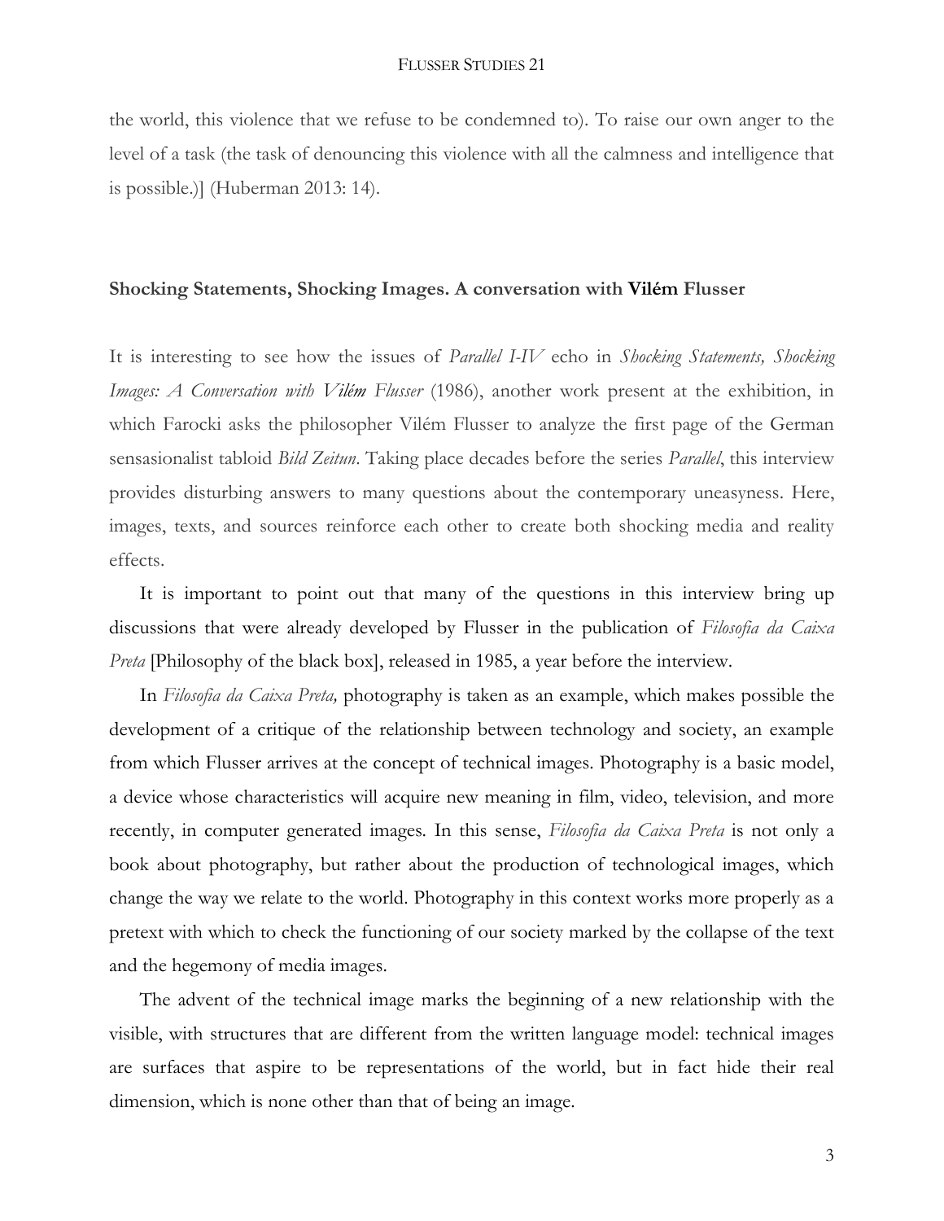the world, this violence that we refuse to be condemned to). To raise our own anger to the level of a task (the task of denouncing this violence with all the calmness and intelligence that is possible.)] (Huberman 2013: 14).

## Shocking Statements, Shocking Images. A conversation with Vilém Flusser

It is interesting to see how the issues of *Parallel I-IV* echo in *Shocking Statements, Shocking Images: A Conversation with Vilém Flusser* (1986), another work present at the exhibition, in which Farocki asks the philosopher Vilém Flusser to analyze the first page of the German sensasionalist tabloid *Bild Zeitun*. Taking place decades before the series *Parallel*, this interview provides disturbing answers to many questions about the contemporary uneasyness. Here, images, texts, and sources reinforce each other to create both shocking media and reality effects.

It is important to point out that many of the questions in this interview bring up discussions that were already developed by Flusser in the publication of *Filosofia da Caixa Preta* [Philosophy of the black box], released in 1985, a year before the interview.

In *Filosofia da Caixa Preta,* photography is taken as an example, which makes possible the development of a critique of the relationship between technology and society, an example from which Flusser arrives at the concept of technical images. Photography is a basic model, a device whose characteristics will acquire new meaning in film, video, television, and more recently, in computer generated images. In this sense, *Filosofia da Caixa Preta* is not only a book about photography, but rather about the production of technological images, which change the way we relate to the world. Photography in this context works more properly as a pretext with which to check the functioning of our society marked by the collapse of the text and the hegemony of media images.

The advent of the technical image marks the beginning of a new relationship with the visible, with structures that are different from the written language model: technical images are surfaces that aspire to be representations of the world, but in fact hide their real dimension, which is none other than that of being an image.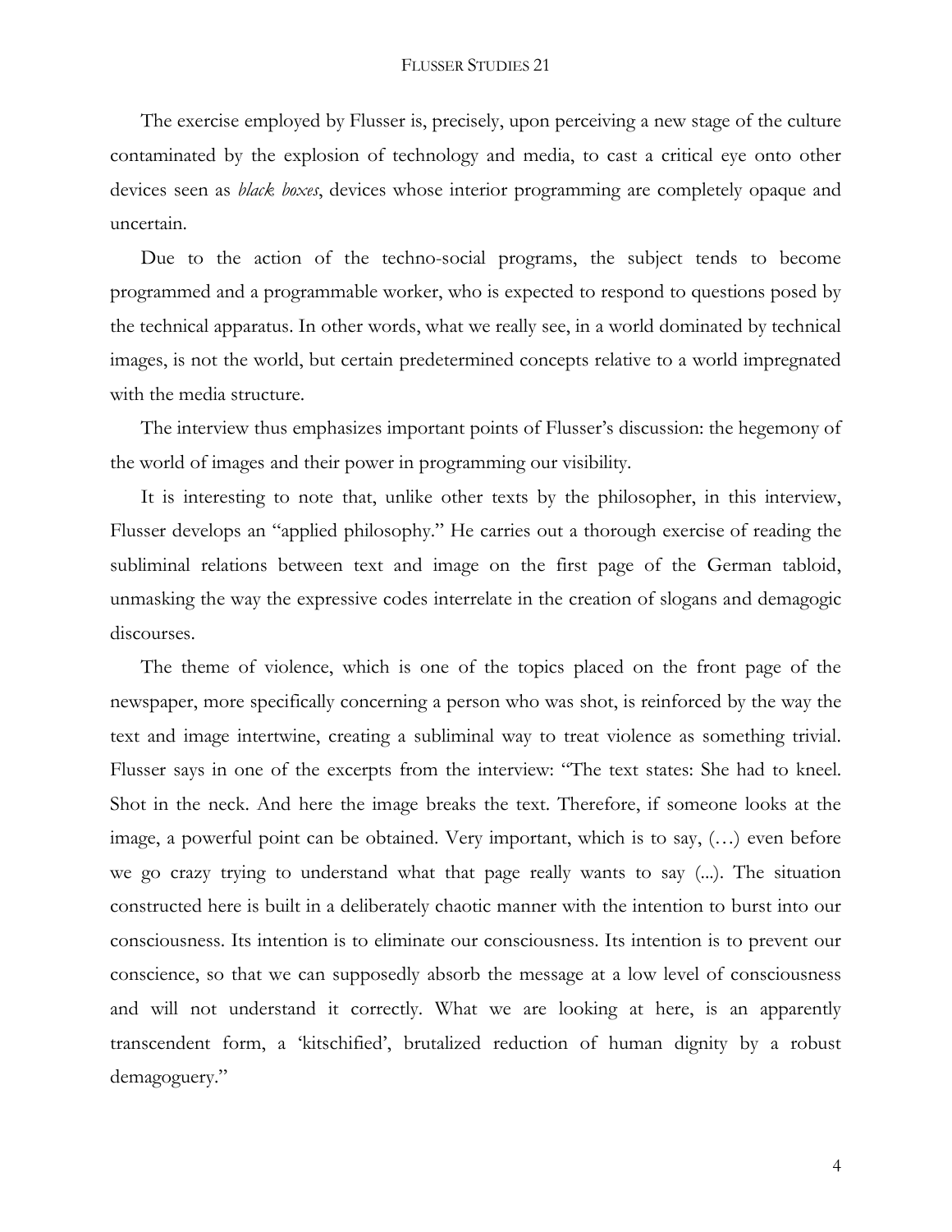The exercise employed by Flusser is, precisely, upon perceiving a new stage of the culture contaminated by the explosion of technology and media, to cast a critical eye onto other devices seen as *black boxes*, devices whose interior programming are completely opaque and uncertain.

Due to the action of the techno-social programs, the subject tends to become programmed and a programmable worker, who is expected to respond to questions posed by the technical apparatus. In other words, what we really see, in a world dominated by technical images, is not the world, but certain predetermined concepts relative to a world impregnated with the media structure.

The interview thus emphasizes important points of Flusser's discussion: the hegemony of the world of images and their power in programming our visibility.

It is interesting to note that, unlike other texts by the philosopher, in this interview, Flusser develops an "applied philosophy." He carries out a thorough exercise of reading the subliminal relations between text and image on the first page of the German tabloid, unmasking the way the expressive codes interrelate in the creation of slogans and demagogic discourses.

The theme of violence, which is one of the topics placed on the front page of the newspaper, more specifically concerning a person who was shot, is reinforced by the way the text and image intertwine, creating a subliminal way to treat violence as something trivial. Flusser says in one of the excerpts from the interview: "The text states: She had to kneel. Shot in the neck. And here the image breaks the text. Therefore, if someone looks at the image, a powerful point can be obtained. Very important, which is to say, (…) even before we go crazy trying to understand what that page really wants to say (...). The situation constructed here is built in a deliberately chaotic manner with the intention to burst into our consciousness. Its intention is to eliminate our consciousness. Its intention is to prevent our conscience, so that we can supposedly absorb the message at a low level of consciousness and will not understand it correctly. What we are looking at here, is an apparently transcendent form, a 'kitschified', brutalized reduction of human dignity by a robust demagoguery."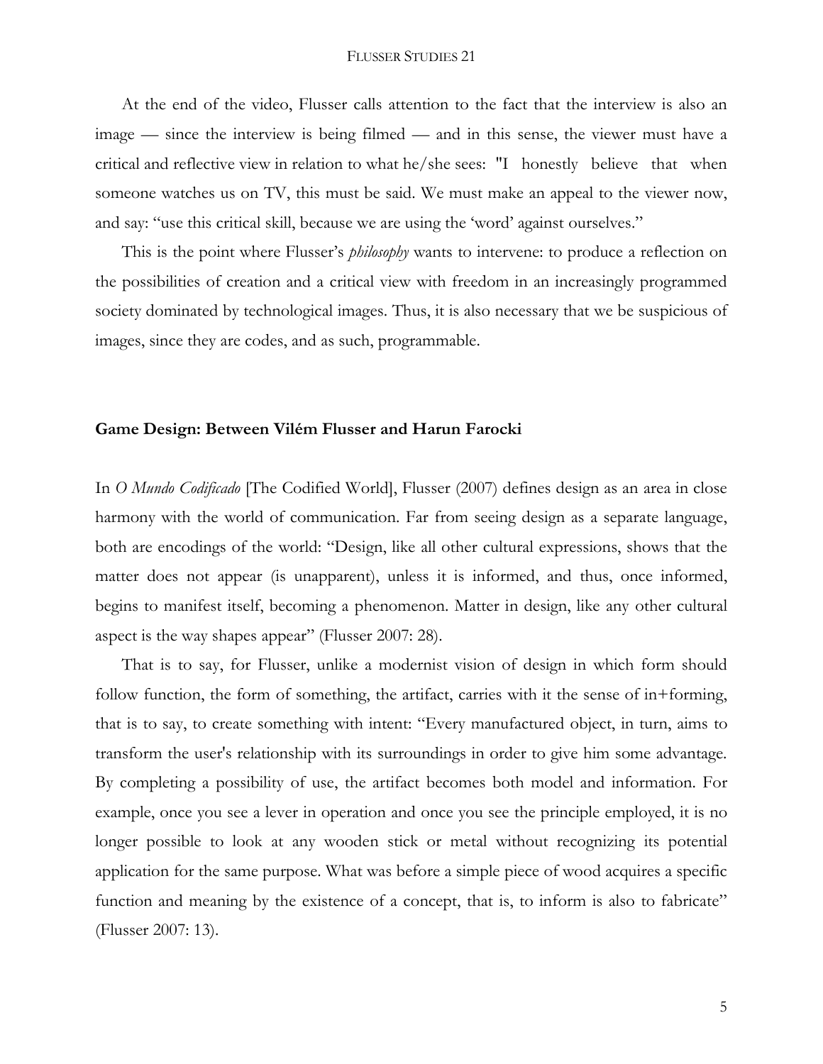At the end of the video, Flusser calls attention to the fact that the interview is also an image — since the interview is being filmed — and in this sense, the viewer must have a critical and reflective view in relation to what he/she sees: "I honestly believe that when someone watches us on TV, this must be said. We must make an appeal to the viewer now, and say: "use this critical skill, because we are using the 'word' against ourselves."

This is the point where Flusser's *philosophy* wants to intervene: to produce a reflection on the possibilities of creation and a critical view with freedom in an increasingly programmed society dominated by technological images. Thus, it is also necessary that we be suspicious of images, since they are codes, and as such, programmable.

## Game Design: Between Vilém Flusser and Harun Farocki

In *O Mundo Codificado* [The Codified World], Flusser (2007) defines design as an area in close harmony with the world of communication. Far from seeing design as a separate language, both are encodings of the world: "Design, like all other cultural expressions, shows that the matter does not appear (is unapparent), unless it is informed, and thus, once informed, begins to manifest itself, becoming a phenomenon. Matter in design, like any other cultural aspect is the way shapes appear" (Flusser 2007: 28).

That is to say, for Flusser, unlike a modernist vision of design in which form should follow function, the form of something, the artifact, carries with it the sense of in+forming, that is to say, to create something with intent: "Every manufactured object, in turn, aims to transform the user's relationship with its surroundings in order to give him some advantage. By completing a possibility of use, the artifact becomes both model and information. For example, once you see a lever in operation and once you see the principle employed, it is no longer possible to look at any wooden stick or metal without recognizing its potential application for the same purpose. What was before a simple piece of wood acquires a specific function and meaning by the existence of a concept, that is, to inform is also to fabricate" (Flusser 2007: 13).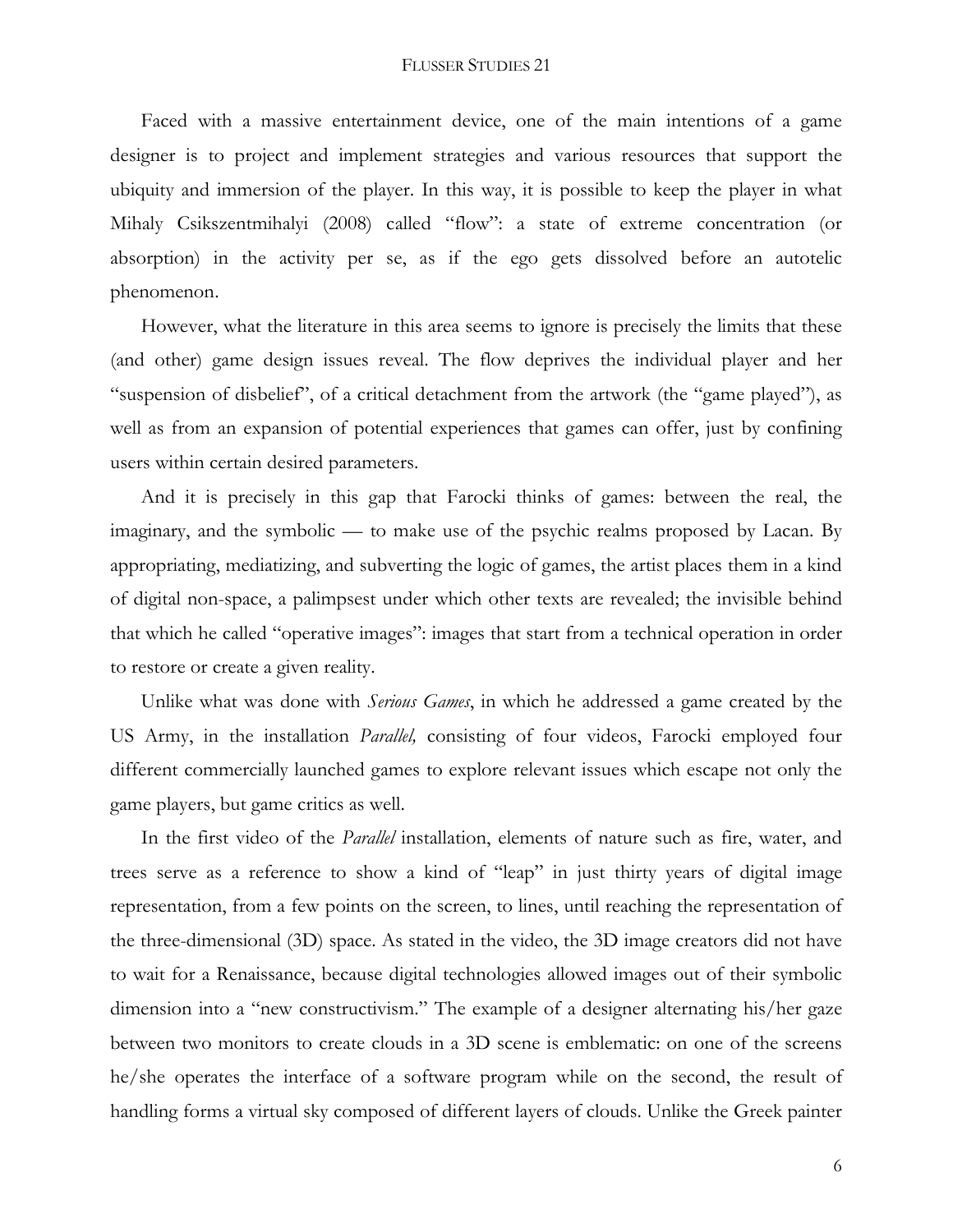Faced with a massive entertainment device, one of the main intentions of a game designer is to project and implement strategies and various resources that support the ubiquity and immersion of the player. In this way, it is possible to keep the player in what Mihaly Csikszentmihalyi (2008) called "flow": a state of extreme concentration (or absorption) in the activity per se, as if the ego gets dissolved before an autotelic phenomenon.

However, what the literature in this area seems to ignore is precisely the limits that these (and other) game design issues reveal. The flow deprives the individual player and her "suspension of disbelief", of a critical detachment from the artwork (the "game played"), as well as from an expansion of potential experiences that games can offer, just by confining users within certain desired parameters.

And it is precisely in this gap that Farocki thinks of games: between the real, the imaginary, and the symbolic — to make use of the psychic realms proposed by Lacan. By appropriating, mediatizing, and subverting the logic of games, the artist places them in a kind of digital non-space, a palimpsest under which other texts are revealed; the invisible behind that which he called "operative images": images that start from a technical operation in order to restore or create a given reality.

Unlike what was done with *Serious Games*, in which he addressed a game created by the US Army, in the installation *Parallel,* consisting of four videos, Farocki employed four different commercially launched games to explore relevant issues which escape not only the game players, but game critics as well.

In the first video of the *Parallel* installation, elements of nature such as fire, water, and trees serve as a reference to show a kind of "leap" in just thirty years of digital image representation, from a few points on the screen, to lines, until reaching the representation of the three-dimensional (3D) space. As stated in the video, the 3D image creators did not have to wait for a Renaissance, because digital technologies allowed images out of their symbolic dimension into a "new constructivism." The example of a designer alternating his/her gaze between two monitors to create clouds in a 3D scene is emblematic: on one of the screens he/she operates the interface of a software program while on the second, the result of handling forms a virtual sky composed of different layers of clouds. Unlike the Greek painter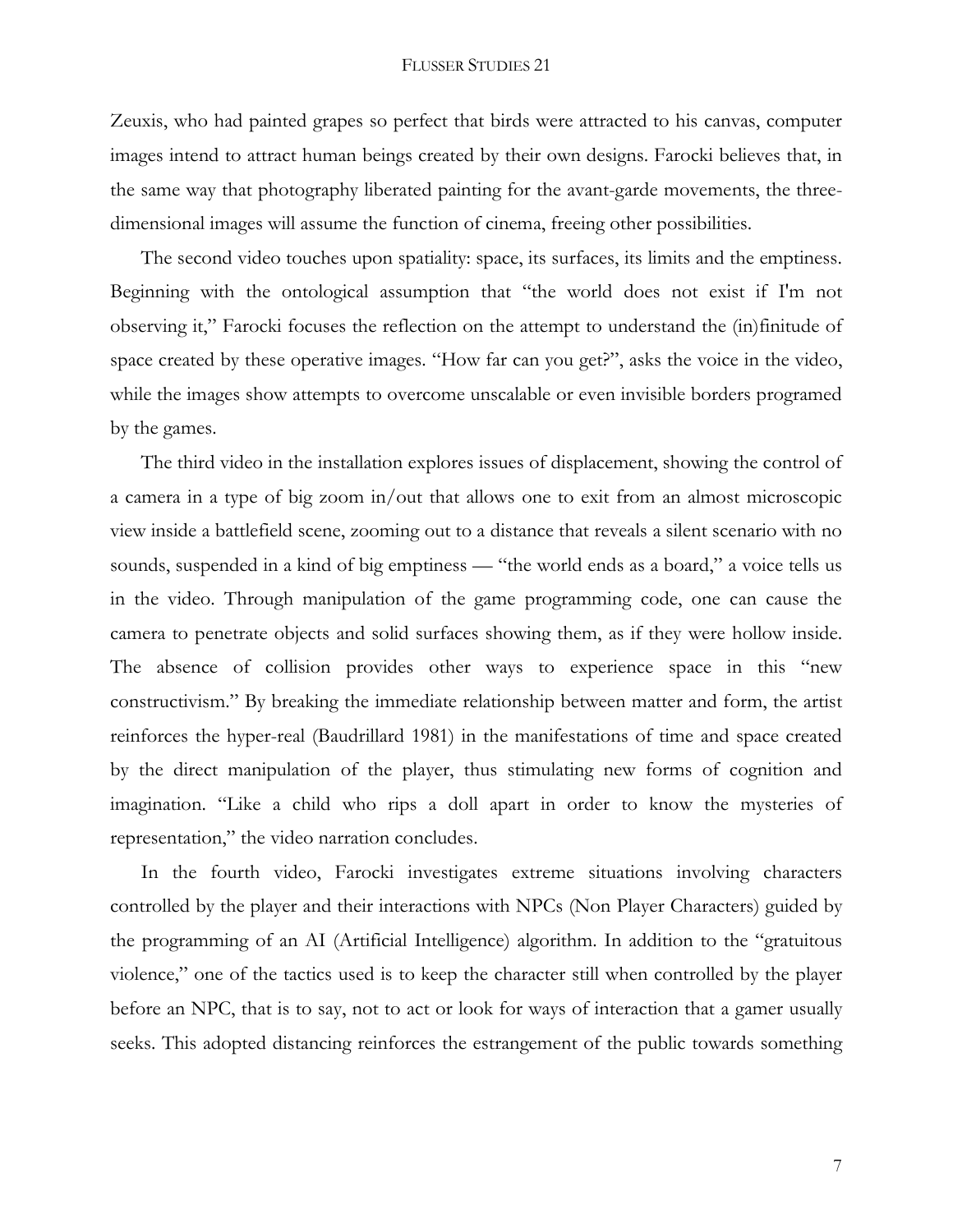Zeuxis, who had painted grapes so perfect that birds were attracted to his canvas, computer images intend to attract human beings created by their own designs. Farocki believes that, in the same way that photography liberated painting for the avant-garde movements, the three-dimensional images will assume the function of cinema, freeing other possibilities.

The second video touches upon spatiality: space, its surfaces, its limits and the emptiness. Beginning with the ontological assumption that "the world does not exist if I'm not observing it," Farocki focuses the reflection on the attempt to understand the (in)finitude of space created by these operative images. "How far can you get?", asks the voice in the video, while the images show attempts to overcome unscalable or even invisible borders programed by the games.

The third video in the installation explores issues of displacement, showing the control of a camera in a type of big zoom in/out that allows one to exit from an almost microscopic view inside a battlefield scene, zooming out to a distance that reveals a silent scenario with no sounds, suspended in a kind of big emptiness — "the world ends as a board," a voice tells us in the video. Through manipulation of the game programming code, one can cause the camera to penetrate objects and solid surfaces showing them, as if they were hollow inside. The absence of collision provides other ways to experience space in this "new constructivism." By breaking the immediate relationship between matter and form, the artist reinforces the hyper-real (Baudrillard 1981) in the manifestations of time and space created by the direct manipulation of the player, thus stimulating new forms of cognition and imagination. "Like a child who rips a doll apart in order to know the mysteries of representation," the video narration concludes.

In the fourth video, Farocki investigates extreme situations involving characters controlled by the player and their interactions with NPCs (Non Player Characters) guided by the programming of an AI (Artificial Intelligence) algorithm. In addition to the "gratuitous violence," one of the tactics used is to keep the character still when controlled by the player before an NPC, that is to say, not to act or look for ways of interaction that a gamer usually seeks. This adopted distancing reinforces the estrangement of the public towards something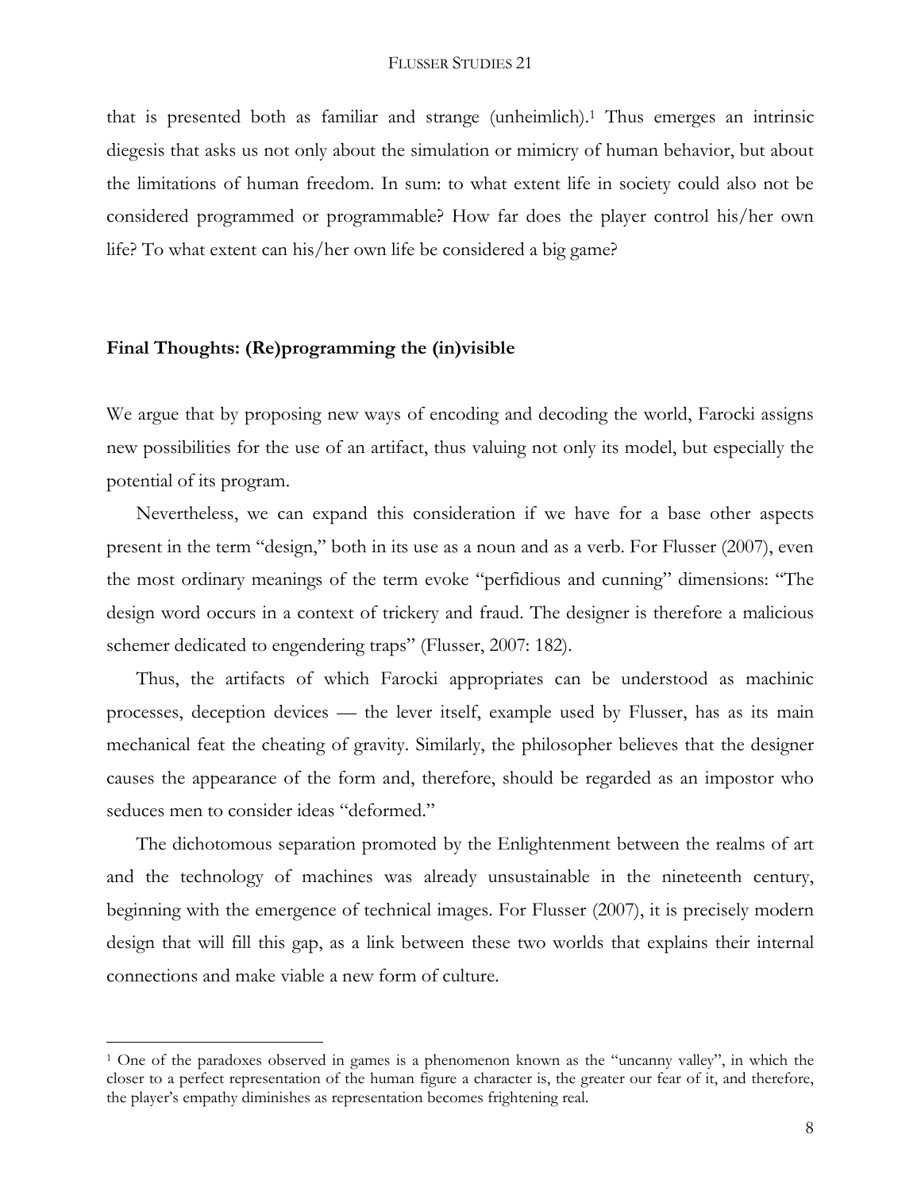that is presented both as familiar and strange (unheimlich).[1] Thus emerges an intrinsic diegesis that asks us not only about the simulation or mimicry of human behavior, but about the limitations of human freedom. In sum: to what extent life in society could also not be considered programmed or programmable? How far does the player control his/her own life? To what extent can his/her own life be considered a big game?

## Final Thoughts: (Re)programming the (in)visible

We argue that by proposing new ways of encoding and decoding the world, Farocki assigns new possibilities for the use of an artifact, thus valuing not only its model, but especially the potential of its program.

Nevertheless, we can expand this consideration if we have for a base other aspects present in the term "design," both in its use as a noun and as a verb. For Flusser (2007), even the most ordinary meanings of the term evoke "perfidious and cunning" dimensions: "The design word occurs in a context of trickery and fraud. The designer is therefore a malicious schemer dedicated to engendering traps" (Flusser, 2007: 182).

Thus, the artifacts of which Farocki appropriates can be understood as machinic processes, deception devices — the lever itself, example used by Flusser, has as its main mechanical feat the cheating of gravity. Similarly, the philosopher believes that the designer causes the appearance of the form and, therefore, should be regarded as an impostor who seduces men to consider ideas "deformed."

The dichotomous separation promoted by the Enlightenment between the realms of art and the technology of machines was already unsustainable in the nineteenth century, beginning with the emergence of technical images. For Flusser (2007), it is precisely modern design that will fill this gap, as a link between these two worlds that explains their internal connections and make viable a new form of culture.

---

[1] One of the paradoxes observed in games is a phenomenon known as the "uncanny valley", in which the closer to a perfect representation of the human figure a character is, the greater our fear of it, and therefore, the player's empathy diminishes as representation becomes frightening real.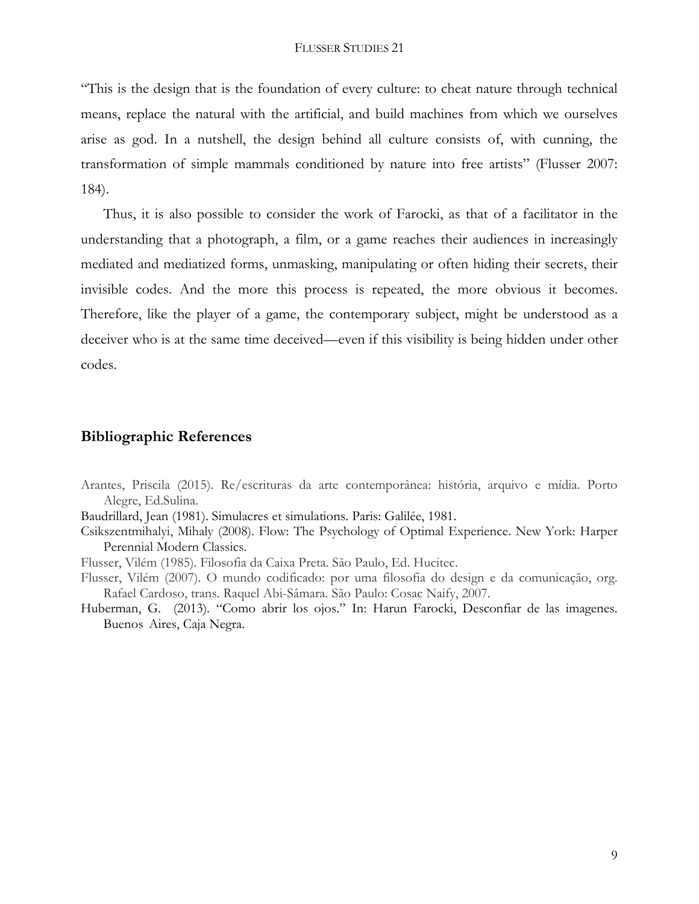"This is the design that is the foundation of every culture: to cheat nature through technical means, replace the natural with the artificial, and build machines from which we ourselves arise as god. In a nutshell, the design behind all culture consists of, with cunning, the transformation of simple mammals conditioned by nature into free artists" (Flusser 2007: 184).

Thus, it is also possible to consider the work of Farocki, as that of a facilitator in the understanding that a photograph, a film, or a game reaches their audiences in increasingly mediated and mediatized forms, unmasking, manipulating or often hiding their secrets, their invisible codes. And the more this process is repeated, the more obvious it becomes. Therefore, like the player of a game, the contemporary subject, might be understood as a deceiver who is at the same time deceived—even if this visibility is being hidden under other codes.

## Bibliographic References

Arantes, Priscila (2015). Re/escrituras da arte contemporânea: história, arquivo e mídia. Porto Alegre, Ed.Sulina.

Baudrillard, Jean (1981). Simulacres et simulations. Paris: Galilée, 1981.

Csikszentmihalyi, Mihaly (2008). Flow: The Psychology of Optimal Experience. New York: Harper Perennial Modern Classics.

Flusser, Vilém (1985). Filosofia da Caixa Preta. São Paulo, Ed. Hucitec.

Flusser, Vilém (2007). O mundo codificado: por uma filosofia do design e da comunicação, org. Rafael Cardoso, trans. Raquel Abi-Sâmara. São Paulo: Cosac Naify, 2007.

Huberman, G. (2013). "Como abrir los ojos." In: Harun Farocki, Desconfiar de las imagenes. Buenos Aires, Caja Negra.